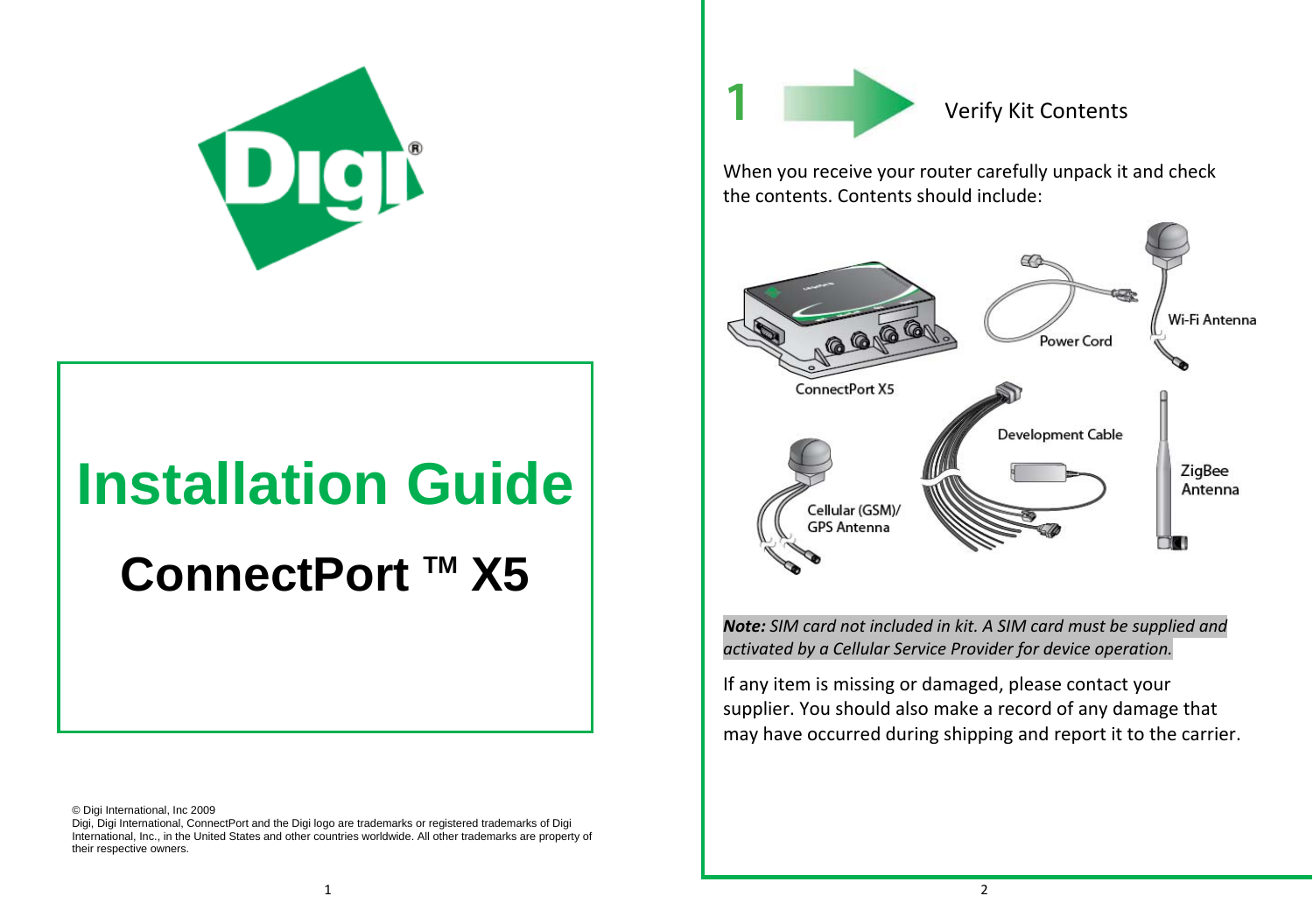# Installation Guide

## ConnectPort ™ X5

© Digi International, Inc 2009
Digi, Digi International, ConnectPort and the Digi logo are trademarks or registered trademarks of Digi International, Inc., in the United States and other countries worldwide. All other trademarks are property of their respective owners.

## 1 Verify Kit Contents

When you receive your router carefully unpack it and check the contents. Contents should include:

- ConnectPort X5
- Power Cord
- Wi-Fi Antenna
- Development Cable
- Cellular (GSM)/ GPS Antenna
- ZigBee Antenna

***Note:*** *SIM card not included in kit. A SIM card must be supplied and activated by a Cellular Service Provider for device operation.*

If any item is missing or damaged, please contact your supplier. You should also make a record of any damage that may have occurred during shipping and report it to the carrier.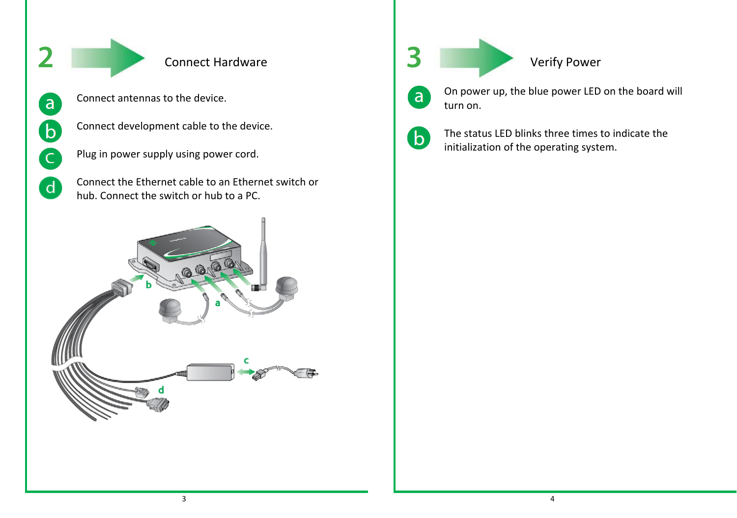## 2 Connect Hardware

a. Connect antennas to the device.

b. Connect development cable to the device.

c. Plug in power supply using power cord.

d. Connect the Ethernet cable to an Ethernet switch or hub. Connect the switch or hub to a PC.

## 3 Verify Power

a. On power up, the blue power LED on the board will turn on.

b. The status LED blinks three times to indicate the initialization of the operating system.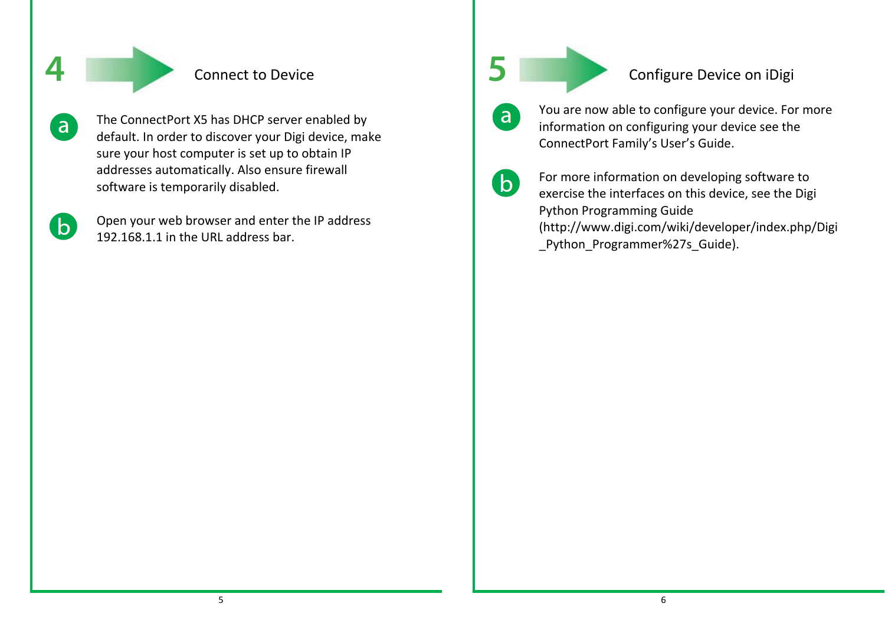## 4 Connect to Device

**a** The ConnectPort X5 has DHCP server enabled by default. In order to discover your Digi device, make sure your host computer is set up to obtain IP addresses automatically. Also ensure firewall software is temporarily disabled.

**b** Open your web browser and enter the IP address 192.168.1.1 in the URL address bar.

## 5 Configure Device on iDigi

**a** You are now able to configure your device. For more information on configuring your device see the ConnectPort Family’s User’s Guide.

**b** For more information on developing software to exercise the interfaces on this device, see the Digi Python Programming Guide (http://www.digi.com/wiki/developer/index.php/Digi_Python_Programmer%27s_Guide).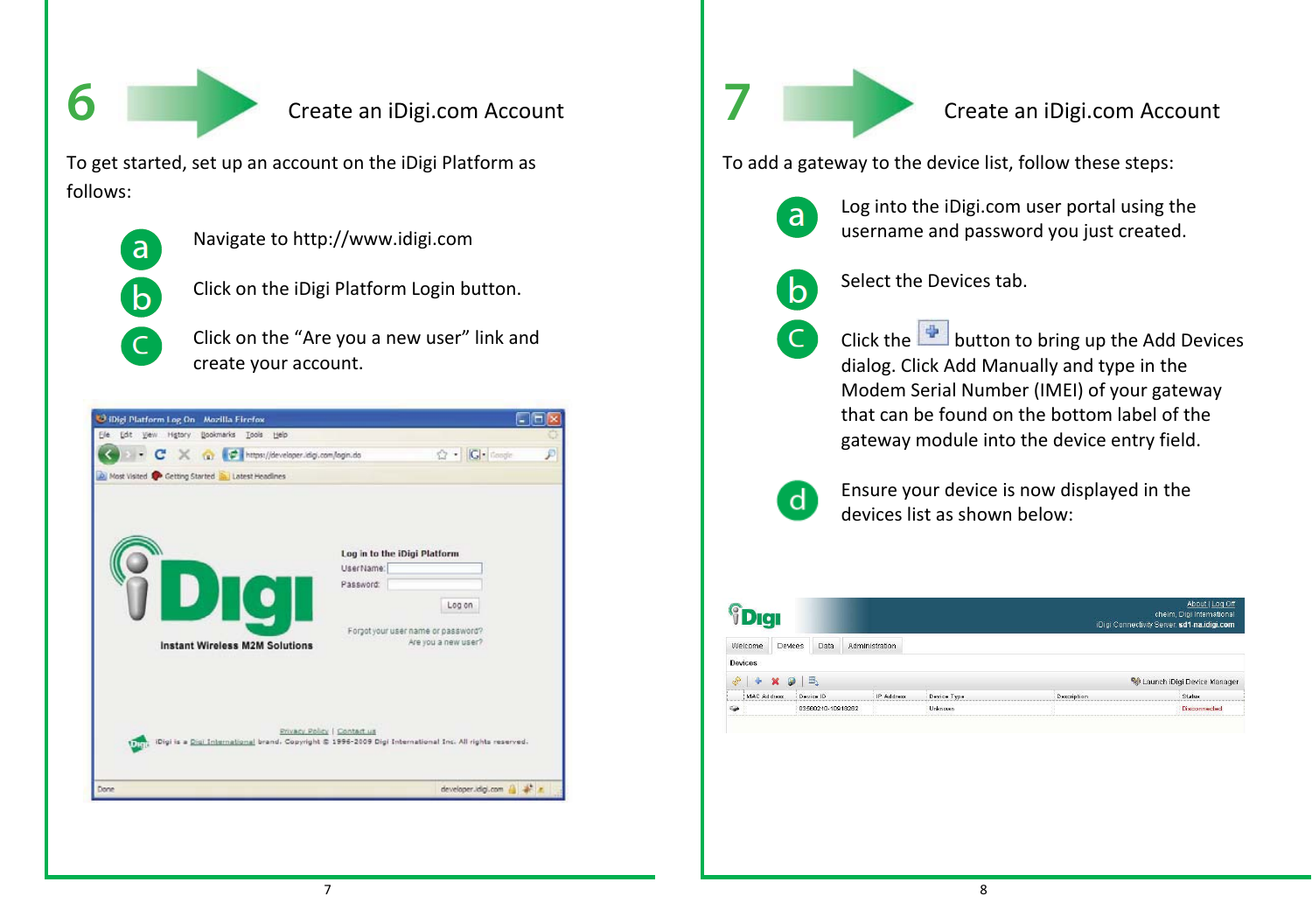## 6 Create an iDigi.com Account

To get started, set up an account on the iDigi Platform as follows:

a. Navigate to http://www.idigi.com

b. Click on the iDigi Platform Login button.

c. Click on the "Are you a new user" link and create your account.

## 7 Create an iDigi.com Account

To add a gateway to the device list, follow these steps:

a. Log into the iDigi.com user portal using the username and password you just created.

b. Select the Devices tab.

c. Click the button to bring up the Add Devices dialog. Click Add Manually and type in the Modem Serial Number (IMEI) of your gateway that can be found on the bottom label of the gateway module into the device entry field.

d. Ensure your device is now displayed in the devices list as shown below: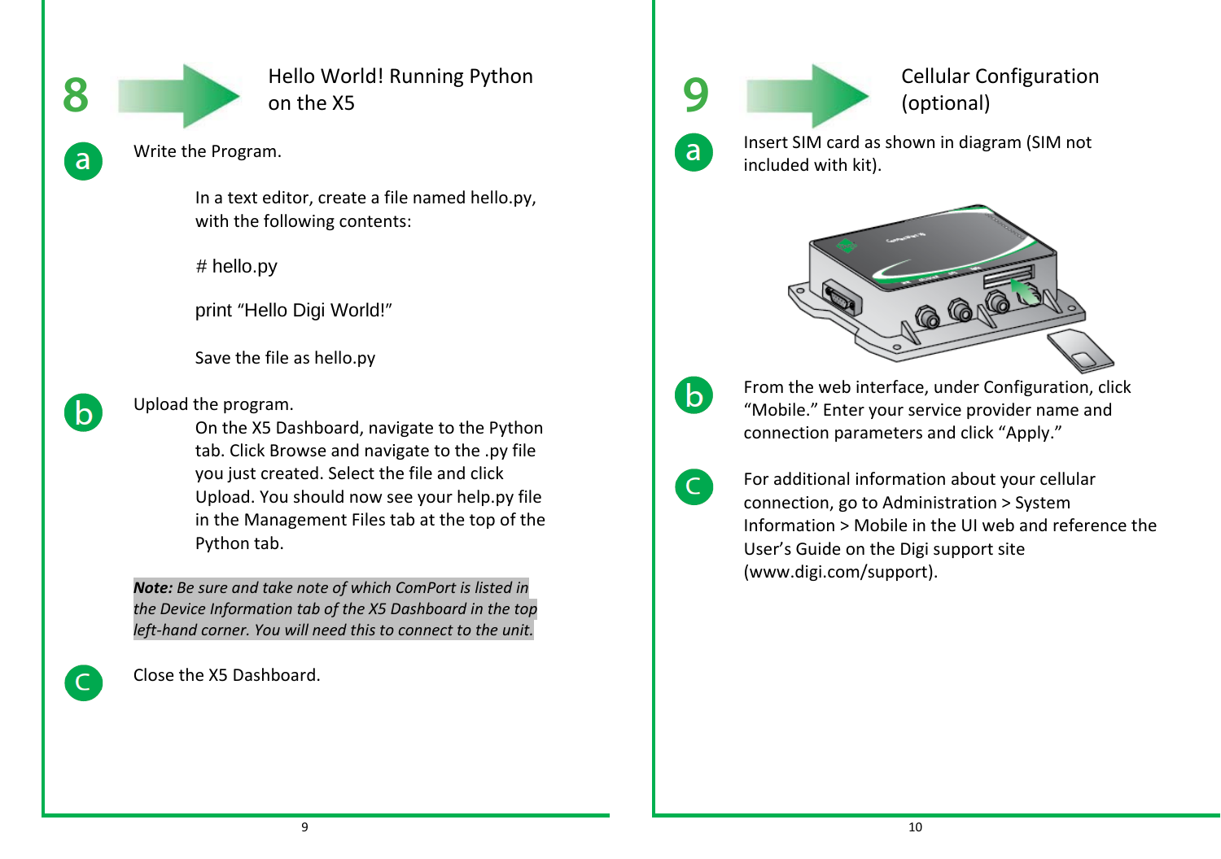## 8 Hello World! Running Python on the X5

**a** Write the Program.

In a text editor, create a file named hello.py, with the following contents:

```
# hello.py

print “Hello Digi World!”
```

Save the file as hello.py

**b** Upload the program.

On the X5 Dashboard, navigate to the Python tab. Click Browse and navigate to the .py file you just created. Select the file and click Upload. You should now see your help.py file in the Management Files tab at the top of the Python tab.

***Note:*** *Be sure and take note of which ComPort is listed in the Device Information tab of the X5 Dashboard in the top left-hand corner. You will need this to connect to the unit.*

**c** Close the X5 Dashboard.

## 9 Cellular Configuration (optional)

**a** Insert SIM card as shown in diagram (SIM not included with kit).

**b** From the web interface, under Configuration, click “Mobile.” Enter your service provider name and connection parameters and click “Apply.”

**c** For additional information about your cellular connection, go to Administration > System Information > Mobile in the UI web and reference the User’s Guide on the Digi support site (www.digi.com/support).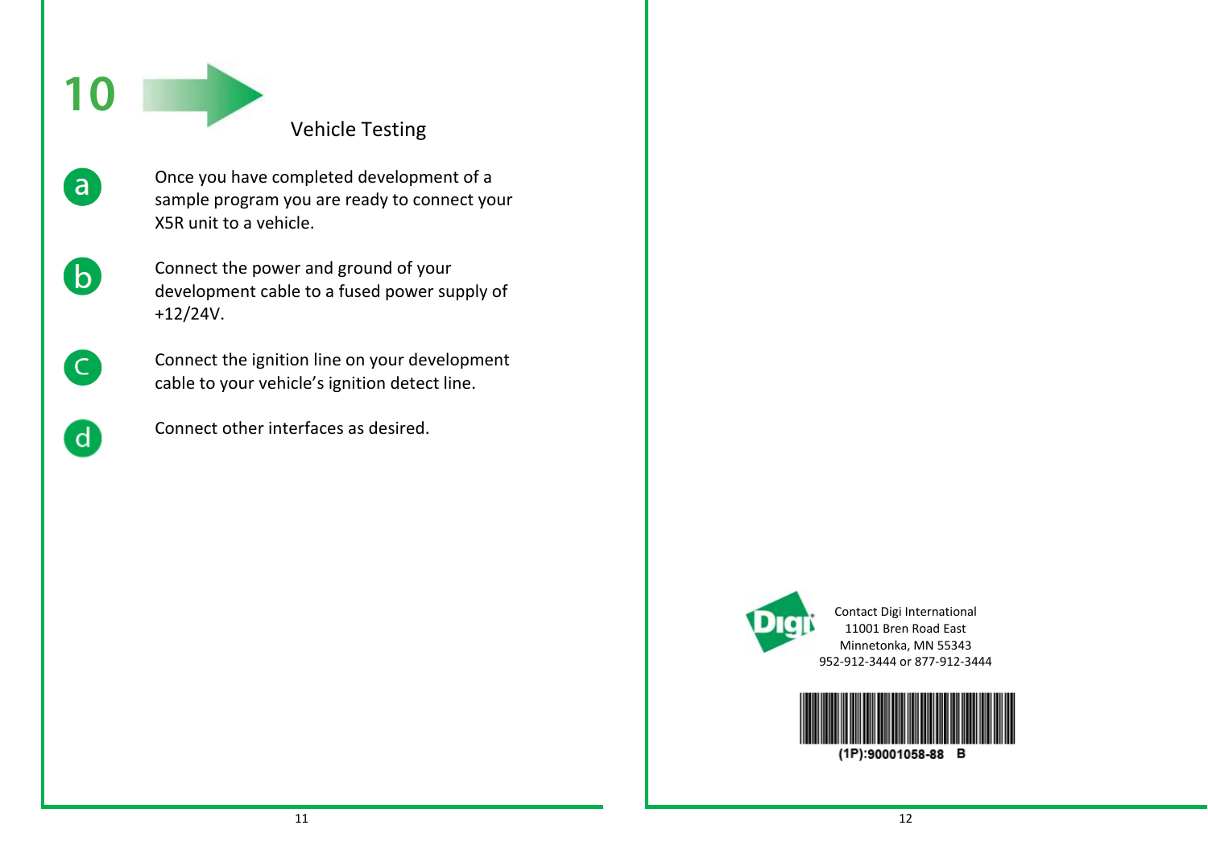## 10 Vehicle Testing

a. Once you have completed development of a sample program you are ready to connect your X5R unit to a vehicle.

b. Connect the power and ground of your development cable to a fused power supply of +12/24V.

c. Connect the ignition line on your development cable to your vehicle's ignition detect line.

d. Connect other interfaces as desired.

Contact Digi International
11001 Bren Road East
Minnetonka, MN 55343
952-912-3444 or 877-912-3444

(1P):90001058-88 B